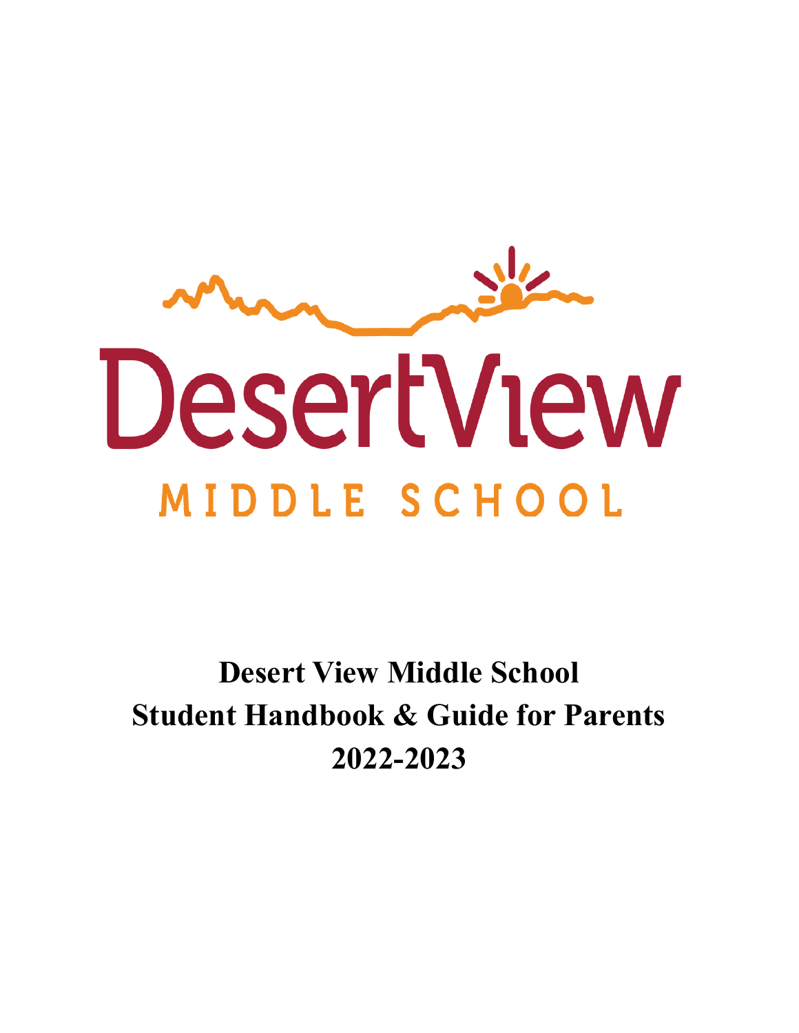DesertView

MIDDLE SCHOOL

# Desert View Middle School
# Student Handbook & Guide for Parents
# 2022-2023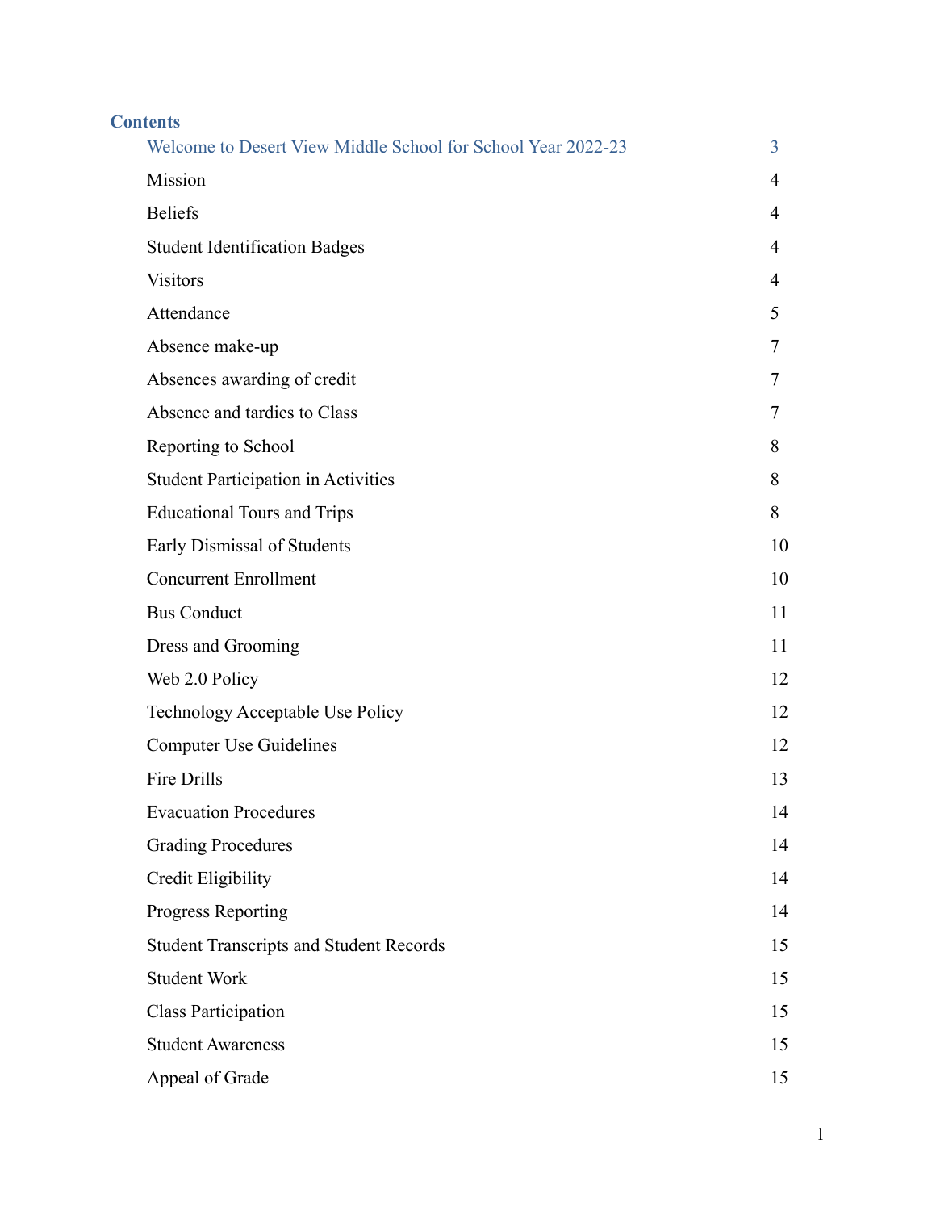## Contents

| | |
|---|---|
| Welcome to Desert View Middle School for School Year 2022-23 | 3 |
| Mission | 4 |
| Beliefs | 4 |
| Student Identification Badges | 4 |
| Visitors | 4 |
| Attendance | 5 |
| Absence make-up | 7 |
| Absences awarding of credit | 7 |
| Absence and tardies to Class | 7 |
| Reporting to School | 8 |
| Student Participation in Activities | 8 |
| Educational Tours and Trips | 8 |
| Early Dismissal of Students | 10 |
| Concurrent Enrollment | 10 |
| Bus Conduct | 11 |
| Dress and Grooming | 11 |
| Web 2.0 Policy | 12 |
| Technology Acceptable Use Policy | 12 |
| Computer Use Guidelines | 12 |
| Fire Drills | 13 |
| Evacuation Procedures | 14 |
| Grading Procedures | 14 |
| Credit Eligibility | 14 |
| Progress Reporting | 14 |
| Student Transcripts and Student Records | 15 |
| Student Work | 15 |
| Class Participation | 15 |
| Student Awareness | 15 |
| Appeal of Grade | 15 |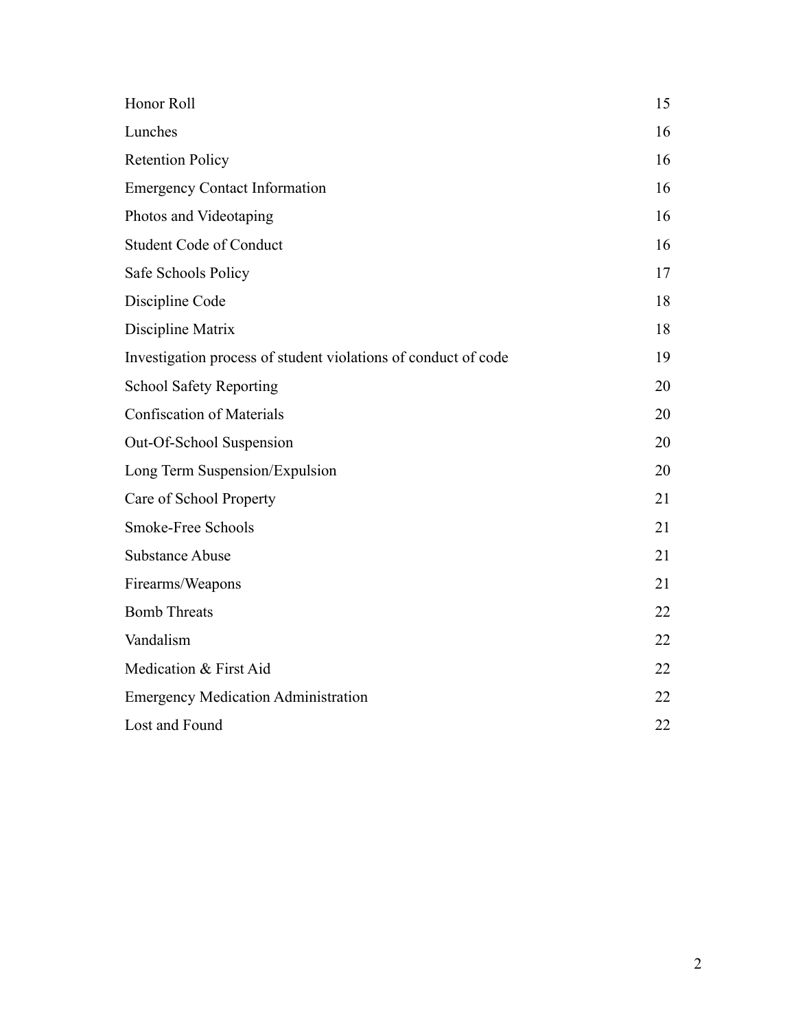| | |
|---|---|
| Honor Roll | 15 |
| Lunches | 16 |
| Retention Policy | 16 |
| Emergency Contact Information | 16 |
| Photos and Videotaping | 16 |
| Student Code of Conduct | 16 |
| Safe Schools Policy | 17 |
| Discipline Code | 18 |
| Discipline Matrix | 18 |
| Investigation process of student violations of conduct of code | 19 |
| School Safety Reporting | 20 |
| Confiscation of Materials | 20 |
| Out-Of-School Suspension | 20 |
| Long Term Suspension/Expulsion | 20 |
| Care of School Property | 21 |
| Smoke-Free Schools | 21 |
| Substance Abuse | 21 |
| Firearms/Weapons | 21 |
| Bomb Threats | 22 |
| Vandalism | 22 |
| Medication & First Aid | 22 |
| Emergency Medication Administration | 22 |
| Lost and Found | 22 |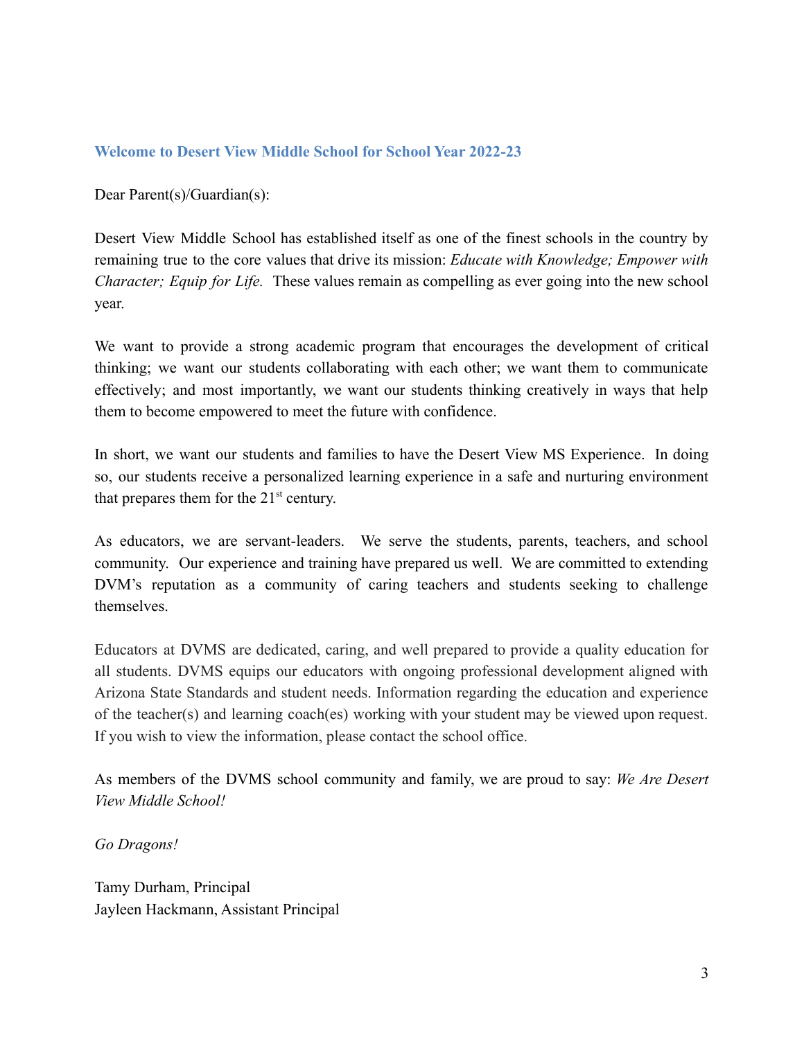## Welcome to Desert View Middle School for School Year 2022-23

Dear Parent(s)/Guardian(s):

Desert View Middle School has established itself as one of the finest schools in the country by remaining true to the core values that drive its mission: *Educate with Knowledge; Empower with Character; Equip for Life.* These values remain as compelling as ever going into the new school year.

We want to provide a strong academic program that encourages the development of critical thinking; we want our students collaborating with each other; we want them to communicate effectively; and most importantly, we want our students thinking creatively in ways that help them to become empowered to meet the future with confidence.

In short, we want our students and families to have the Desert View MS Experience. In doing so, our students receive a personalized learning experience in a safe and nurturing environment that prepares them for the 21st century.

As educators, we are servant-leaders. We serve the students, parents, teachers, and school community. Our experience and training have prepared us well. We are committed to extending DVM's reputation as a community of caring teachers and students seeking to challenge themselves.

Educators at DVMS are dedicated, caring, and well prepared to provide a quality education for all students. DVMS equips our educators with ongoing professional development aligned with Arizona State Standards and student needs. Information regarding the education and experience of the teacher(s) and learning coach(es) working with your student may be viewed upon request. If you wish to view the information, please contact the school office.

As members of the DVMS school community and family, we are proud to say: *We Are Desert View Middle School!*

*Go Dragons!*

Tamy Durham, Principal
Jayleen Hackmann, Assistant Principal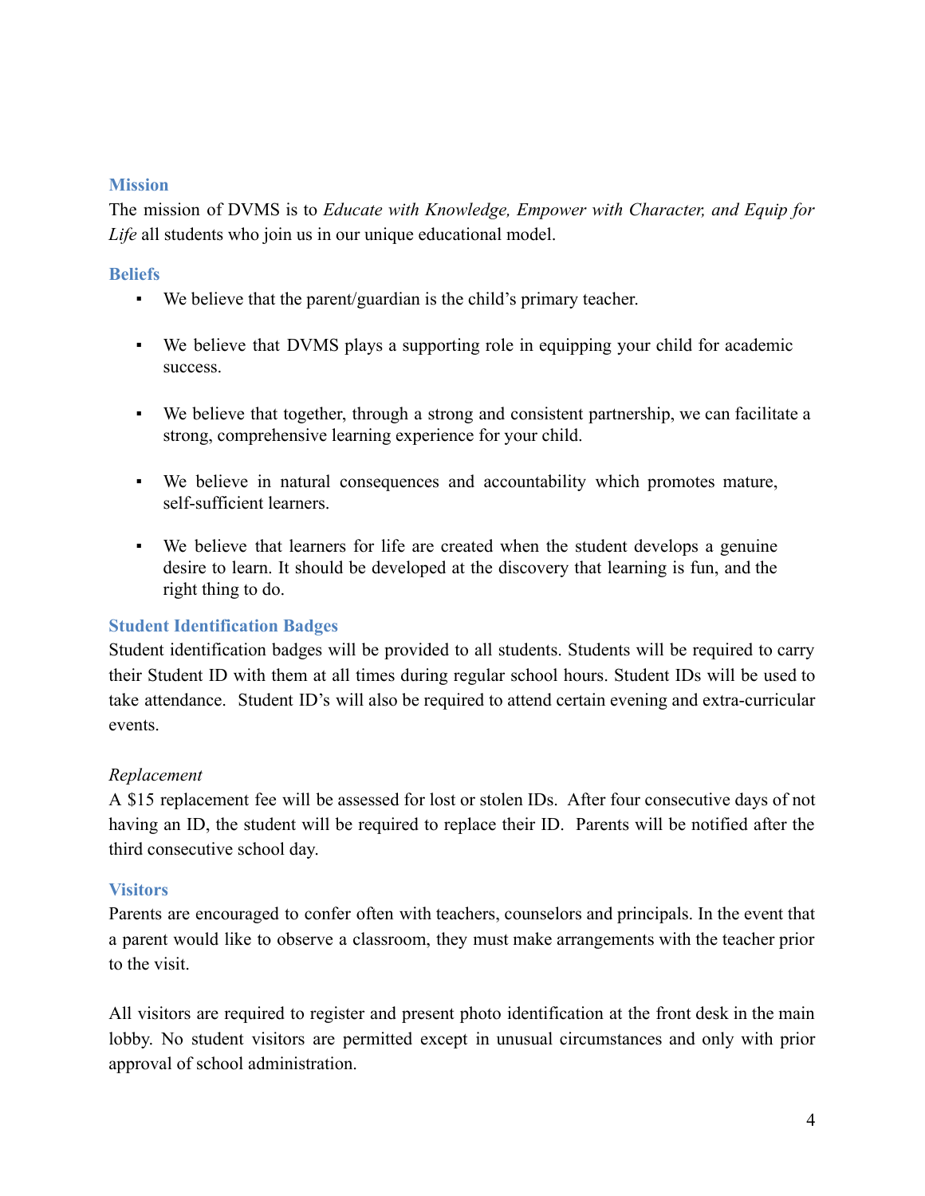## Mission

The mission of DVMS is to *Educate with Knowledge, Empower with Character, and Equip for Life* all students who join us in our unique educational model.

## Beliefs

- We believe that the parent/guardian is the child's primary teacher.
- We believe that DVMS plays a supporting role in equipping your child for academic success.
- We believe that together, through a strong and consistent partnership, we can facilitate a strong, comprehensive learning experience for your child.
- We believe in natural consequences and accountability which promotes mature, self-sufficient learners.
- We believe that learners for life are created when the student develops a genuine desire to learn. It should be developed at the discovery that learning is fun, and the right thing to do.

## Student Identification Badges

Student identification badges will be provided to all students. Students will be required to carry their Student ID with them at all times during regular school hours. Student IDs will be used to take attendance. Student ID's will also be required to attend certain evening and extra-curricular events.

*Replacement*

A $15 replacement fee will be assessed for lost or stolen IDs. After four consecutive days of not having an ID, the student will be required to replace their ID. Parents will be notified after the third consecutive school day.

## Visitors

Parents are encouraged to confer often with teachers, counselors and principals. In the event that a parent would like to observe a classroom, they must make arrangements with the teacher prior to the visit.

All visitors are required to register and present photo identification at the front desk in the main lobby. No student visitors are permitted except in unusual circumstances and only with prior approval of school administration.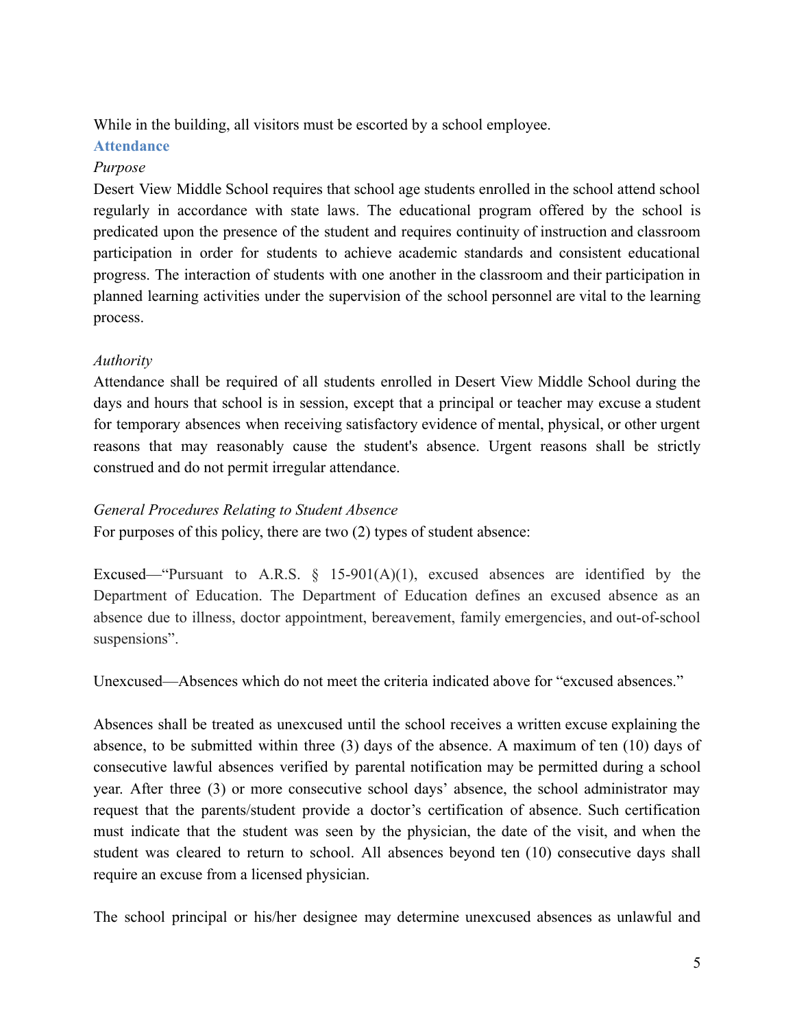While in the building, all visitors must be escorted by a school employee.

## Attendance

*Purpose*

Desert View Middle School requires that school age students enrolled in the school attend school regularly in accordance with state laws. The educational program offered by the school is predicated upon the presence of the student and requires continuity of instruction and classroom participation in order for students to achieve academic standards and consistent educational progress. The interaction of students with one another in the classroom and their participation in planned learning activities under the supervision of the school personnel are vital to the learning process.

*Authority*

Attendance shall be required of all students enrolled in Desert View Middle School during the days and hours that school is in session, except that a principal or teacher may excuse a student for temporary absences when receiving satisfactory evidence of mental, physical, or other urgent reasons that may reasonably cause the student's absence. Urgent reasons shall be strictly construed and do not permit irregular attendance.

*General Procedures Relating to Student Absence*

For purposes of this policy, there are two (2) types of student absence:

Excused—"Pursuant to A.R.S. § 15-901(A)(1), excused absences are identified by the Department of Education. The Department of Education defines an excused absence as an absence due to illness, doctor appointment, bereavement, family emergencies, and out-of-school suspensions".

Unexcused—Absences which do not meet the criteria indicated above for "excused absences."

Absences shall be treated as unexcused until the school receives a written excuse explaining the absence, to be submitted within three (3) days of the absence. A maximum of ten (10) days of consecutive lawful absences verified by parental notification may be permitted during a school year. After three (3) or more consecutive school days' absence, the school administrator may request that the parents/student provide a doctor's certification of absence. Such certification must indicate that the student was seen by the physician, the date of the visit, and when the student was cleared to return to school. All absences beyond ten (10) consecutive days shall require an excuse from a licensed physician.

The school principal or his/her designee may determine unexcused absences as unlawful and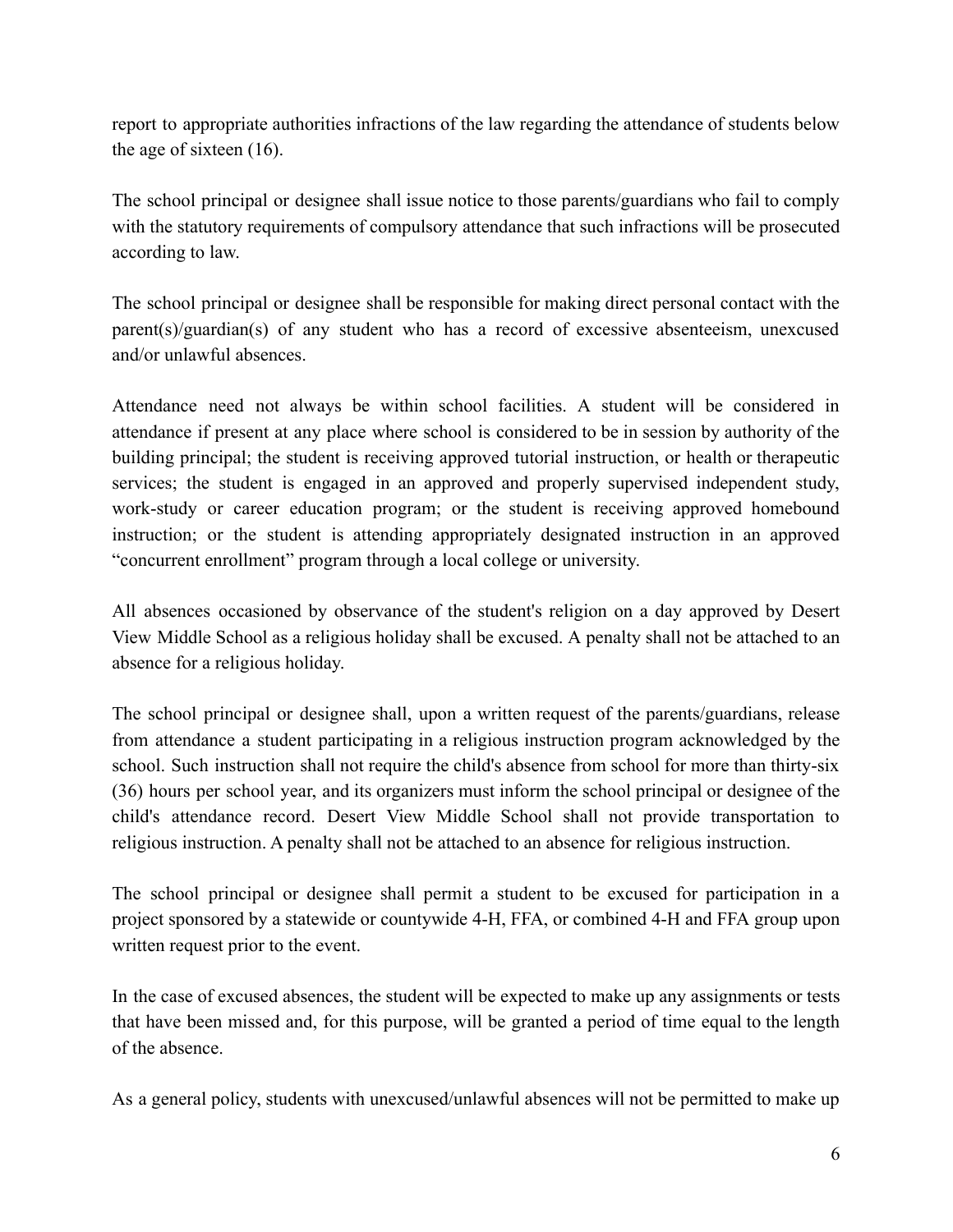report to appropriate authorities infractions of the law regarding the attendance of students below the age of sixteen (16).

The school principal or designee shall issue notice to those parents/guardians who fail to comply with the statutory requirements of compulsory attendance that such infractions will be prosecuted according to law.

The school principal or designee shall be responsible for making direct personal contact with the parent(s)/guardian(s) of any student who has a record of excessive absenteeism, unexcused and/or unlawful absences.

Attendance need not always be within school facilities. A student will be considered in attendance if present at any place where school is considered to be in session by authority of the building principal; the student is receiving approved tutorial instruction, or health or therapeutic services; the student is engaged in an approved and properly supervised independent study, work-study or career education program; or the student is receiving approved homebound instruction; or the student is attending appropriately designated instruction in an approved "concurrent enrollment" program through a local college or university.

All absences occasioned by observance of the student's religion on a day approved by Desert View Middle School as a religious holiday shall be excused. A penalty shall not be attached to an absence for a religious holiday.

The school principal or designee shall, upon a written request of the parents/guardians, release from attendance a student participating in a religious instruction program acknowledged by the school. Such instruction shall not require the child's absence from school for more than thirty-six (36) hours per school year, and its organizers must inform the school principal or designee of the child's attendance record. Desert View Middle School shall not provide transportation to religious instruction. A penalty shall not be attached to an absence for religious instruction.

The school principal or designee shall permit a student to be excused for participation in a project sponsored by a statewide or countywide 4-H, FFA, or combined 4-H and FFA group upon written request prior to the event.

In the case of excused absences, the student will be expected to make up any assignments or tests that have been missed and, for this purpose, will be granted a period of time equal to the length of the absence.

As a general policy, students with unexcused/unlawful absences will not be permitted to make up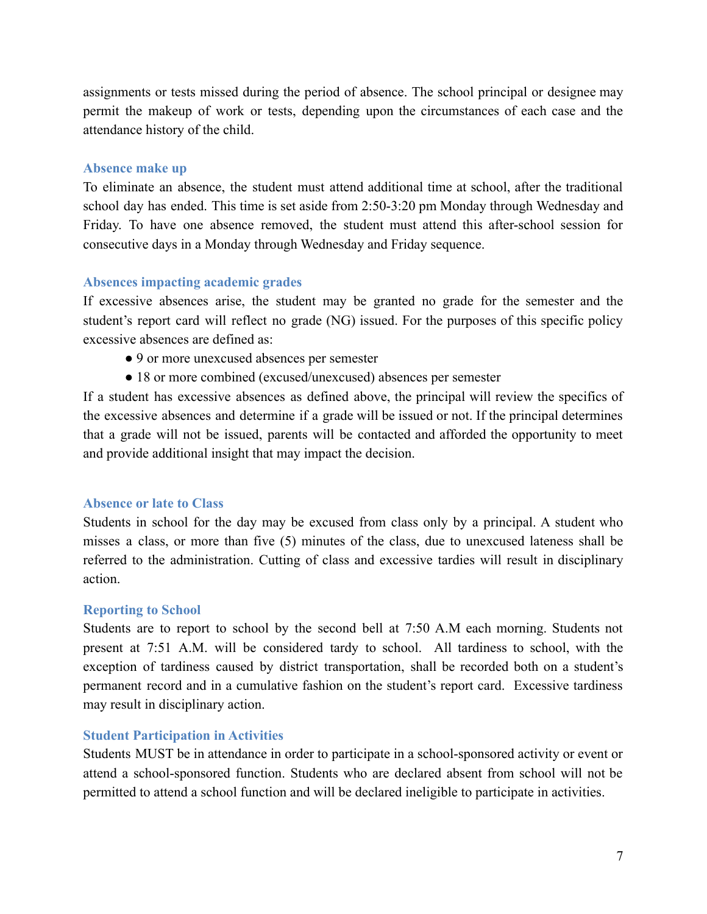assignments or tests missed during the period of absence. The school principal or designee may permit the makeup of work or tests, depending upon the circumstances of each case and the attendance history of the child.

### Absence make up

To eliminate an absence, the student must attend additional time at school, after the traditional school day has ended. This time is set aside from 2:50-3:20 pm Monday through Wednesday and Friday. To have one absence removed, the student must attend this after-school session for consecutive days in a Monday through Wednesday and Friday sequence.

### Absences impacting academic grades

If excessive absences arise, the student may be granted no grade for the semester and the student's report card will reflect no grade (NG) issued. For the purposes of this specific policy excessive absences are defined as:

- 9 or more unexcused absences per semester
- 18 or more combined (excused/unexcused) absences per semester

If a student has excessive absences as defined above, the principal will review the specifics of the excessive absences and determine if a grade will be issued or not. If the principal determines that a grade will not be issued, parents will be contacted and afforded the opportunity to meet and provide additional insight that may impact the decision.

### Absence or late to Class

Students in school for the day may be excused from class only by a principal. A student who misses a class, or more than five (5) minutes of the class, due to unexcused lateness shall be referred to the administration. Cutting of class and excessive tardies will result in disciplinary action.

### Reporting to School

Students are to report to school by the second bell at 7:50 A.M each morning. Students not present at 7:51 A.M. will be considered tardy to school. All tardiness to school, with the exception of tardiness caused by district transportation, shall be recorded both on a student's permanent record and in a cumulative fashion on the student's report card. Excessive tardiness may result in disciplinary action.

### Student Participation in Activities

Students MUST be in attendance in order to participate in a school-sponsored activity or event or attend a school-sponsored function. Students who are declared absent from school will not be permitted to attend a school function and will be declared ineligible to participate in activities.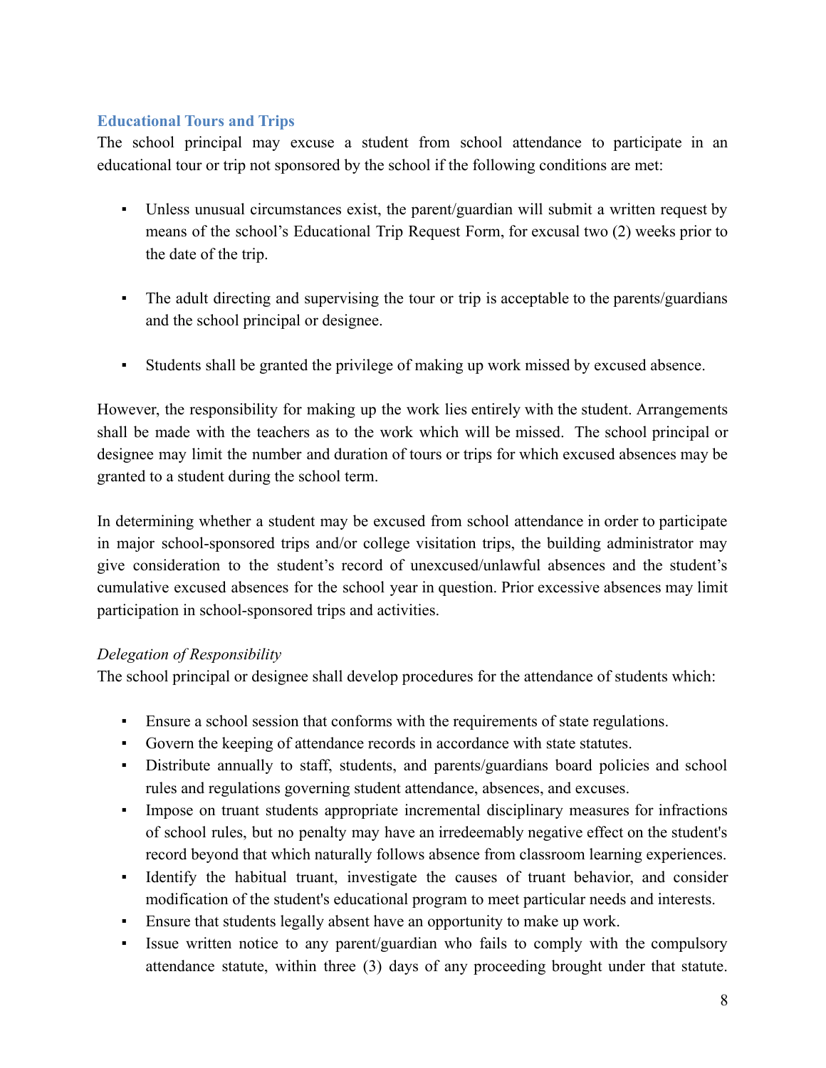### Educational Tours and Trips

The school principal may excuse a student from school attendance to participate in an educational tour or trip not sponsored by the school if the following conditions are met:

- Unless unusual circumstances exist, the parent/guardian will submit a written request by means of the school's Educational Trip Request Form, for excusal two (2) weeks prior to the date of the trip.

- The adult directing and supervising the tour or trip is acceptable to the parents/guardians and the school principal or designee.

- Students shall be granted the privilege of making up work missed by excused absence.

However, the responsibility for making up the work lies entirely with the student. Arrangements shall be made with the teachers as to the work which will be missed. The school principal or designee may limit the number and duration of tours or trips for which excused absences may be granted to a student during the school term.

In determining whether a student may be excused from school attendance in order to participate in major school-sponsored trips and/or college visitation trips, the building administrator may give consideration to the student's record of unexcused/unlawful absences and the student's cumulative excused absences for the school year in question. Prior excessive absences may limit participation in school-sponsored trips and activities.

*Delegation of Responsibility*

The school principal or designee shall develop procedures for the attendance of students which:

- Ensure a school session that conforms with the requirements of state regulations.
- Govern the keeping of attendance records in accordance with state statutes.
- Distribute annually to staff, students, and parents/guardians board policies and school rules and regulations governing student attendance, absences, and excuses.
- Impose on truant students appropriate incremental disciplinary measures for infractions of school rules, but no penalty may have an irredeemably negative effect on the student's record beyond that which naturally follows absence from classroom learning experiences.
- Identify the habitual truant, investigate the causes of truant behavior, and consider modification of the student's educational program to meet particular needs and interests.
- Ensure that students legally absent have an opportunity to make up work.
- Issue written notice to any parent/guardian who fails to comply with the compulsory attendance statute, within three (3) days of any proceeding brought under that statute.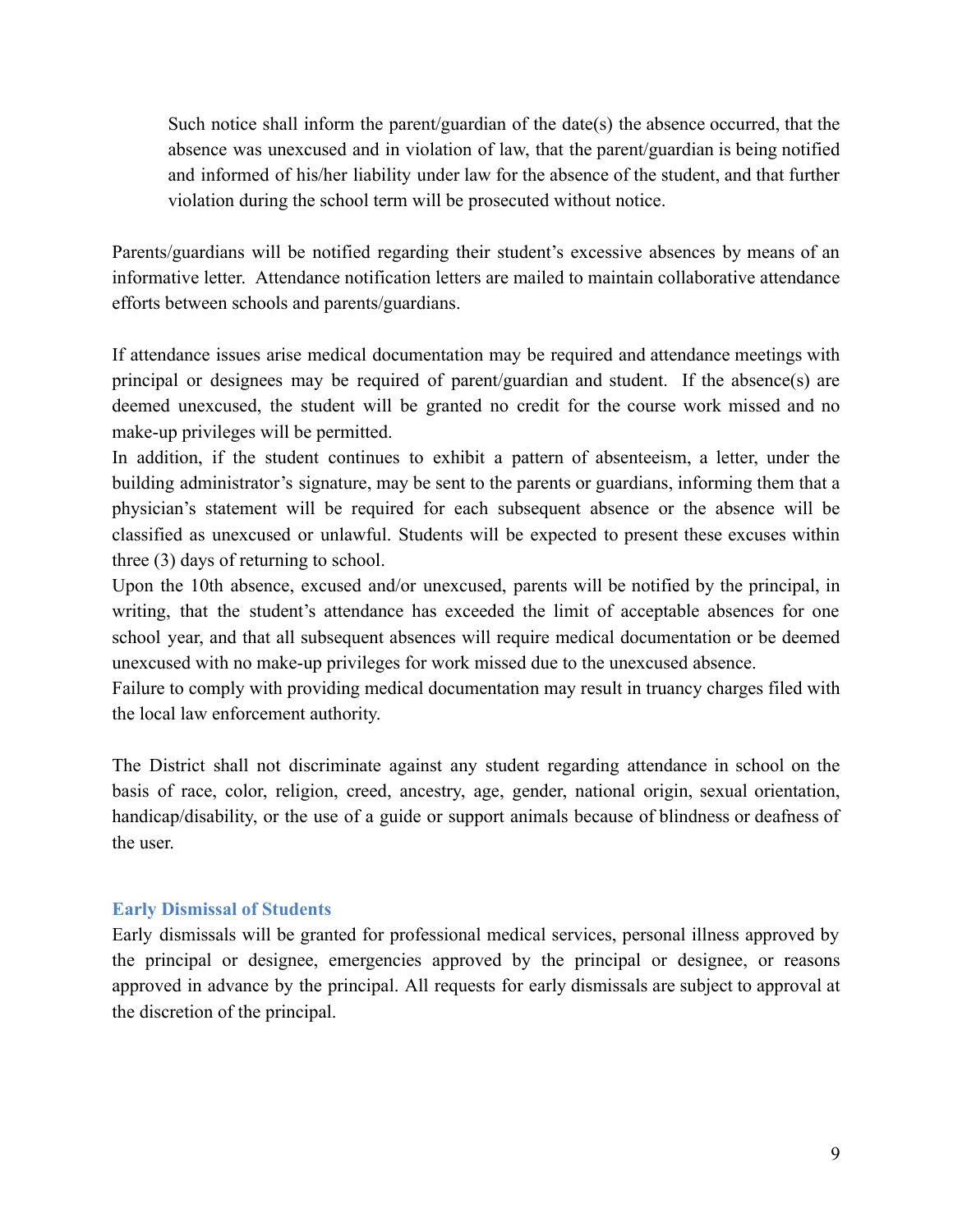> Such notice shall inform the parent/guardian of the date(s) the absence occurred, that the absence was unexcused and in violation of law, that the parent/guardian is being notified and informed of his/her liability under law for the absence of the student, and that further violation during the school term will be prosecuted without notice.

Parents/guardians will be notified regarding their student's excessive absences by means of an informative letter. Attendance notification letters are mailed to maintain collaborative attendance efforts between schools and parents/guardians.

If attendance issues arise medical documentation may be required and attendance meetings with principal or designees may be required of parent/guardian and student. If the absence(s) are deemed unexcused, the student will be granted no credit for the course work missed and no make-up privileges will be permitted.

In addition, if the student continues to exhibit a pattern of absenteeism, a letter, under the building administrator's signature, may be sent to the parents or guardians, informing them that a physician's statement will be required for each subsequent absence or the absence will be classified as unexcused or unlawful. Students will be expected to present these excuses within three (3) days of returning to school.

Upon the 10th absence, excused and/or unexcused, parents will be notified by the principal, in writing, that the student's attendance has exceeded the limit of acceptable absences for one school year, and that all subsequent absences will require medical documentation or be deemed unexcused with no make-up privileges for work missed due to the unexcused absence.

Failure to comply with providing medical documentation may result in truancy charges filed with the local law enforcement authority.

The District shall not discriminate against any student regarding attendance in school on the basis of race, color, religion, creed, ancestry, age, gender, national origin, sexual orientation, handicap/disability, or the use of a guide or support animals because of blindness or deafness of the user.

### Early Dismissal of Students

Early dismissals will be granted for professional medical services, personal illness approved by the principal or designee, emergencies approved by the principal or designee, or reasons approved in advance by the principal. All requests for early dismissals are subject to approval at the discretion of the principal.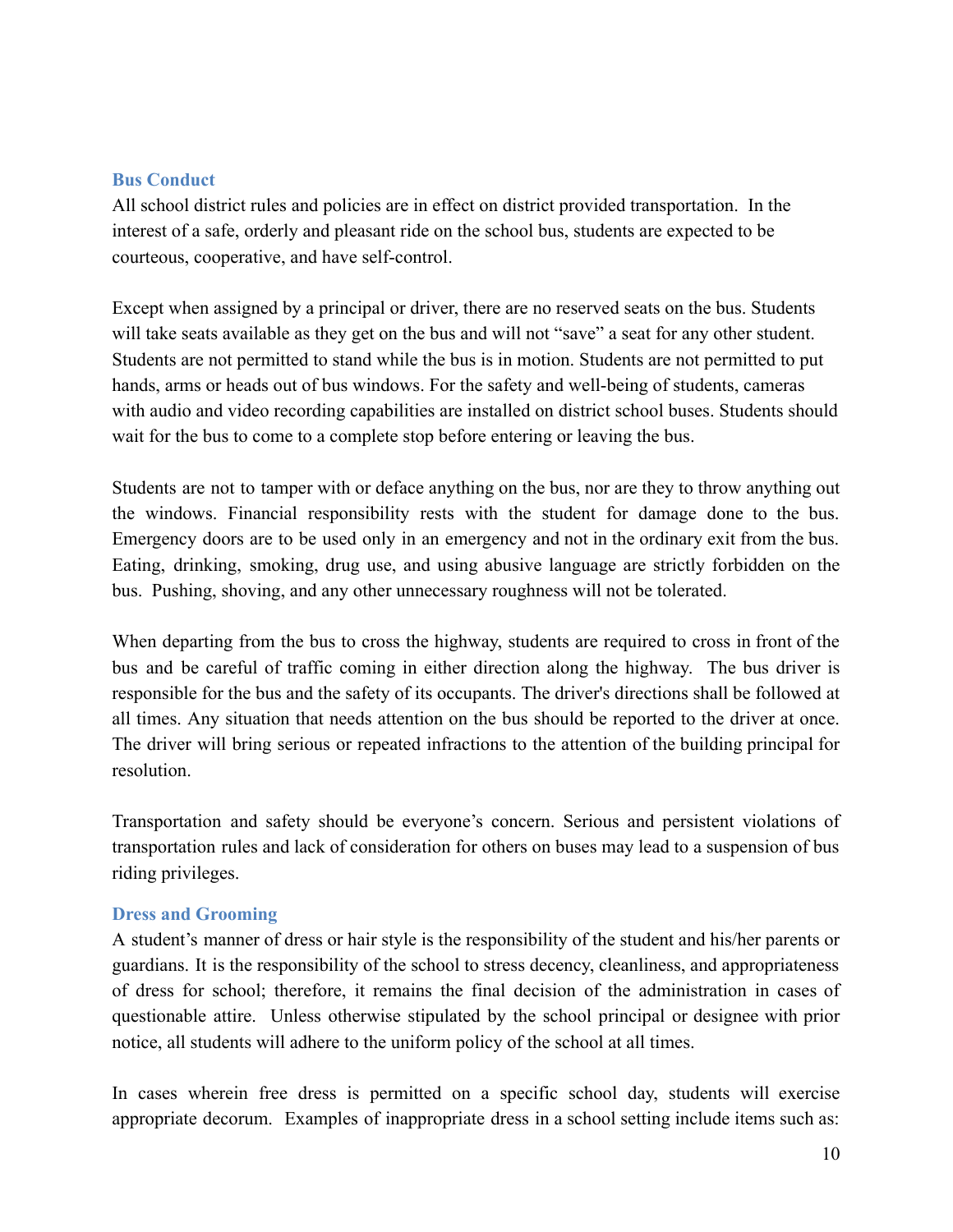### Bus Conduct

All school district rules and policies are in effect on district provided transportation. In the interest of a safe, orderly and pleasant ride on the school bus, students are expected to be courteous, cooperative, and have self-control.

Except when assigned by a principal or driver, there are no reserved seats on the bus. Students will take seats available as they get on the bus and will not "save" a seat for any other student. Students are not permitted to stand while the bus is in motion. Students are not permitted to put hands, arms or heads out of bus windows. For the safety and well-being of students, cameras with audio and video recording capabilities are installed on district school buses. Students should wait for the bus to come to a complete stop before entering or leaving the bus.

Students are not to tamper with or deface anything on the bus, nor are they to throw anything out the windows. Financial responsibility rests with the student for damage done to the bus. Emergency doors are to be used only in an emergency and not in the ordinary exit from the bus. Eating, drinking, smoking, drug use, and using abusive language are strictly forbidden on the bus. Pushing, shoving, and any other unnecessary roughness will not be tolerated.

When departing from the bus to cross the highway, students are required to cross in front of the bus and be careful of traffic coming in either direction along the highway. The bus driver is responsible for the bus and the safety of its occupants. The driver's directions shall be followed at all times. Any situation that needs attention on the bus should be reported to the driver at once. The driver will bring serious or repeated infractions to the attention of the building principal for resolution.

Transportation and safety should be everyone's concern. Serious and persistent violations of transportation rules and lack of consideration for others on buses may lead to a suspension of bus riding privileges.

### Dress and Grooming

A student's manner of dress or hair style is the responsibility of the student and his/her parents or guardians. It is the responsibility of the school to stress decency, cleanliness, and appropriateness of dress for school; therefore, it remains the final decision of the administration in cases of questionable attire. Unless otherwise stipulated by the school principal or designee with prior notice, all students will adhere to the uniform policy of the school at all times.

In cases wherein free dress is permitted on a specific school day, students will exercise appropriate decorum. Examples of inappropriate dress in a school setting include items such as: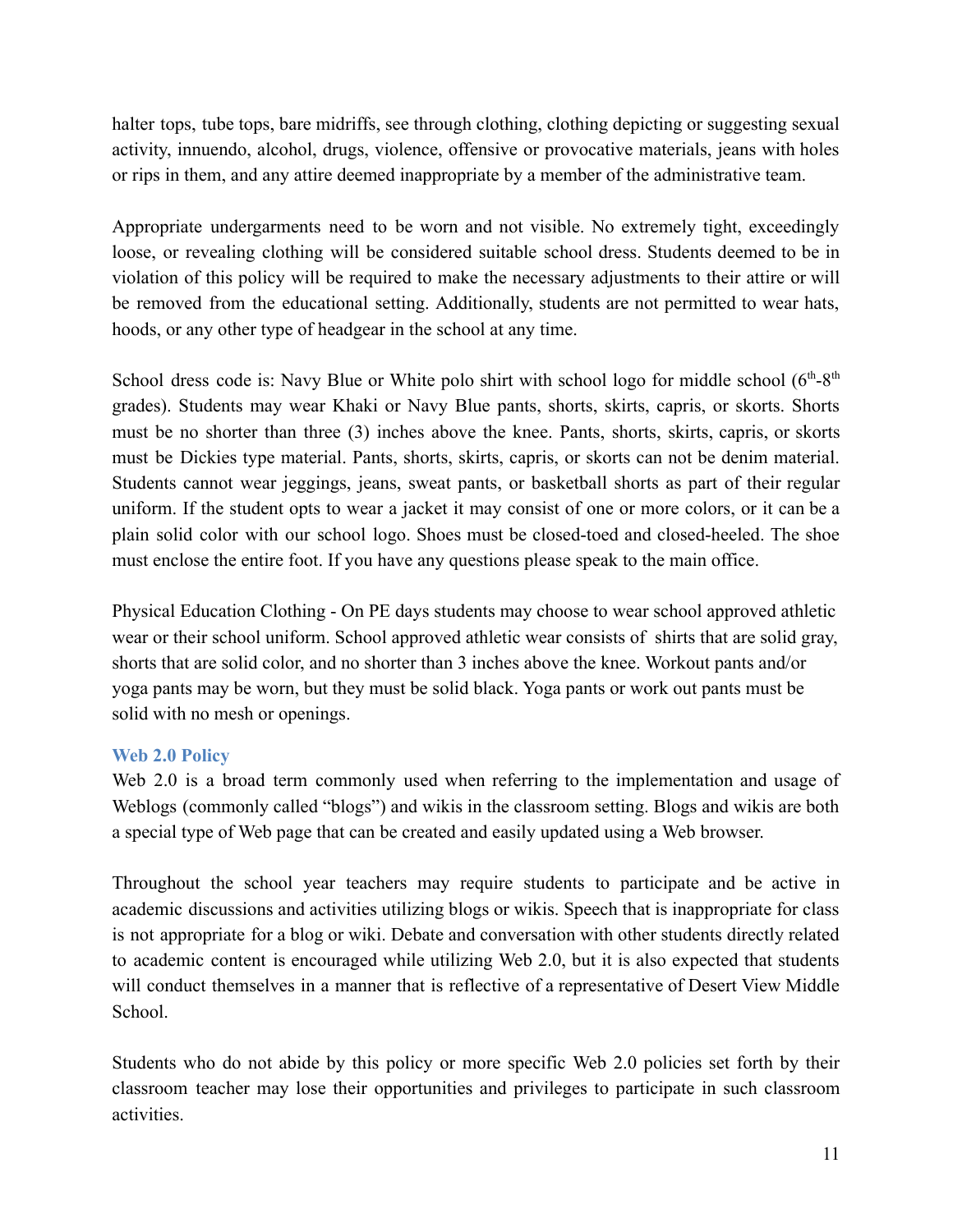halter tops, tube tops, bare midriffs, see through clothing, clothing depicting or suggesting sexual activity, innuendo, alcohol, drugs, violence, offensive or provocative materials, jeans with holes or rips in them, and any attire deemed inappropriate by a member of the administrative team.

Appropriate undergarments need to be worn and not visible. No extremely tight, exceedingly loose, or revealing clothing will be considered suitable school dress. Students deemed to be in violation of this policy will be required to make the necessary adjustments to their attire or will be removed from the educational setting. Additionally, students are not permitted to wear hats, hoods, or any other type of headgear in the school at any time.

School dress code is: Navy Blue or White polo shirt with school logo for middle school (6th-8th grades). Students may wear Khaki or Navy Blue pants, shorts, skirts, capris, or skorts. Shorts must be no shorter than three (3) inches above the knee. Pants, shorts, skirts, capris, or skorts must be Dickies type material. Pants, shorts, skirts, capris, or skorts can not be denim material. Students cannot wear jeggings, jeans, sweat pants, or basketball shorts as part of their regular uniform. If the student opts to wear a jacket it may consist of one or more colors, or it can be a plain solid color with our school logo. Shoes must be closed-toed and closed-heeled. The shoe must enclose the entire foot. If you have any questions please speak to the main office.

Physical Education Clothing - On PE days students may choose to wear school approved athletic wear or their school uniform. School approved athletic wear consists of shirts that are solid gray, shorts that are solid color, and no shorter than 3 inches above the knee. Workout pants and/or yoga pants may be worn, but they must be solid black. Yoga pants or work out pants must be solid with no mesh or openings.

### Web 2.0 Policy

Web 2.0 is a broad term commonly used when referring to the implementation and usage of Weblogs (commonly called "blogs") and wikis in the classroom setting. Blogs and wikis are both a special type of Web page that can be created and easily updated using a Web browser.

Throughout the school year teachers may require students to participate and be active in academic discussions and activities utilizing blogs or wikis. Speech that is inappropriate for class is not appropriate for a blog or wiki. Debate and conversation with other students directly related to academic content is encouraged while utilizing Web 2.0, but it is also expected that students will conduct themselves in a manner that is reflective of a representative of Desert View Middle School.

Students who do not abide by this policy or more specific Web 2.0 policies set forth by their classroom teacher may lose their opportunities and privileges to participate in such classroom activities.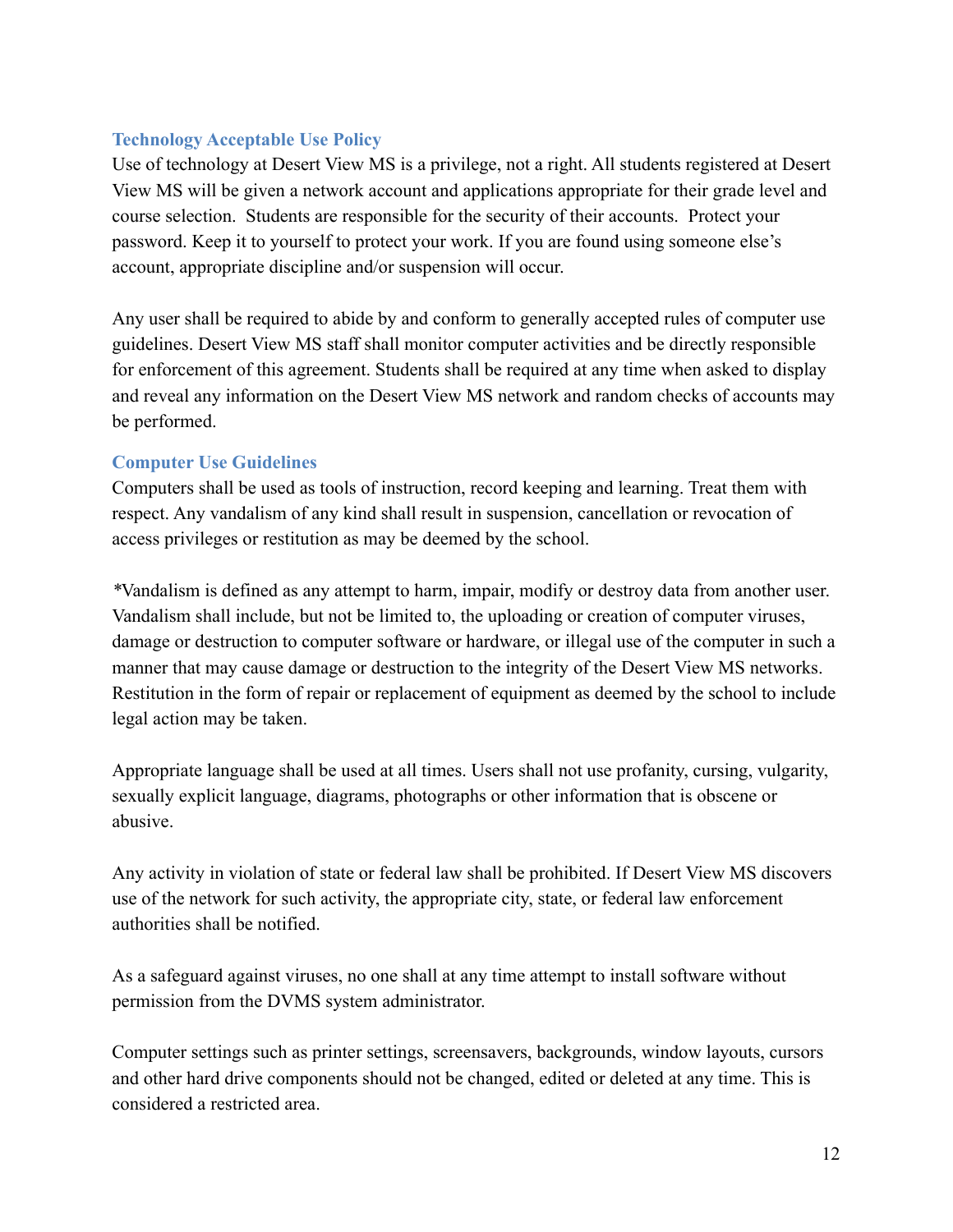### Technology Acceptable Use Policy

Use of technology at Desert View MS is a privilege, not a right. All students registered at Desert View MS will be given a network account and applications appropriate for their grade level and course selection. Students are responsible for the security of their accounts. Protect your password. Keep it to yourself to protect your work. If you are found using someone else's account, appropriate discipline and/or suspension will occur.

Any user shall be required to abide by and conform to generally accepted rules of computer use guidelines. Desert View MS staff shall monitor computer activities and be directly responsible for enforcement of this agreement. Students shall be required at any time when asked to display and reveal any information on the Desert View MS network and random checks of accounts may be performed.

### Computer Use Guidelines

Computers shall be used as tools of instruction, record keeping and learning. Treat them with respect. Any vandalism of any kind shall result in suspension, cancellation or revocation of access privileges or restitution as may be deemed by the school.

*Vandalism is defined as any attempt to harm, impair, modify or destroy data from another user. Vandalism shall include, but not be limited to, the uploading or creation of computer viruses, damage or destruction to computer software or hardware, or illegal use of the computer in such a manner that may cause damage or destruction to the integrity of the Desert View MS networks. Restitution in the form of repair or replacement of equipment as deemed by the school to include legal action may be taken.

Appropriate language shall be used at all times. Users shall not use profanity, cursing, vulgarity, sexually explicit language, diagrams, photographs or other information that is obscene or abusive.

Any activity in violation of state or federal law shall be prohibited. If Desert View MS discovers use of the network for such activity, the appropriate city, state, or federal law enforcement authorities shall be notified.

As a safeguard against viruses, no one shall at any time attempt to install software without permission from the DVMS system administrator.

Computer settings such as printer settings, screensavers, backgrounds, window layouts, cursors and other hard drive components should not be changed, edited or deleted at any time. This is considered a restricted area.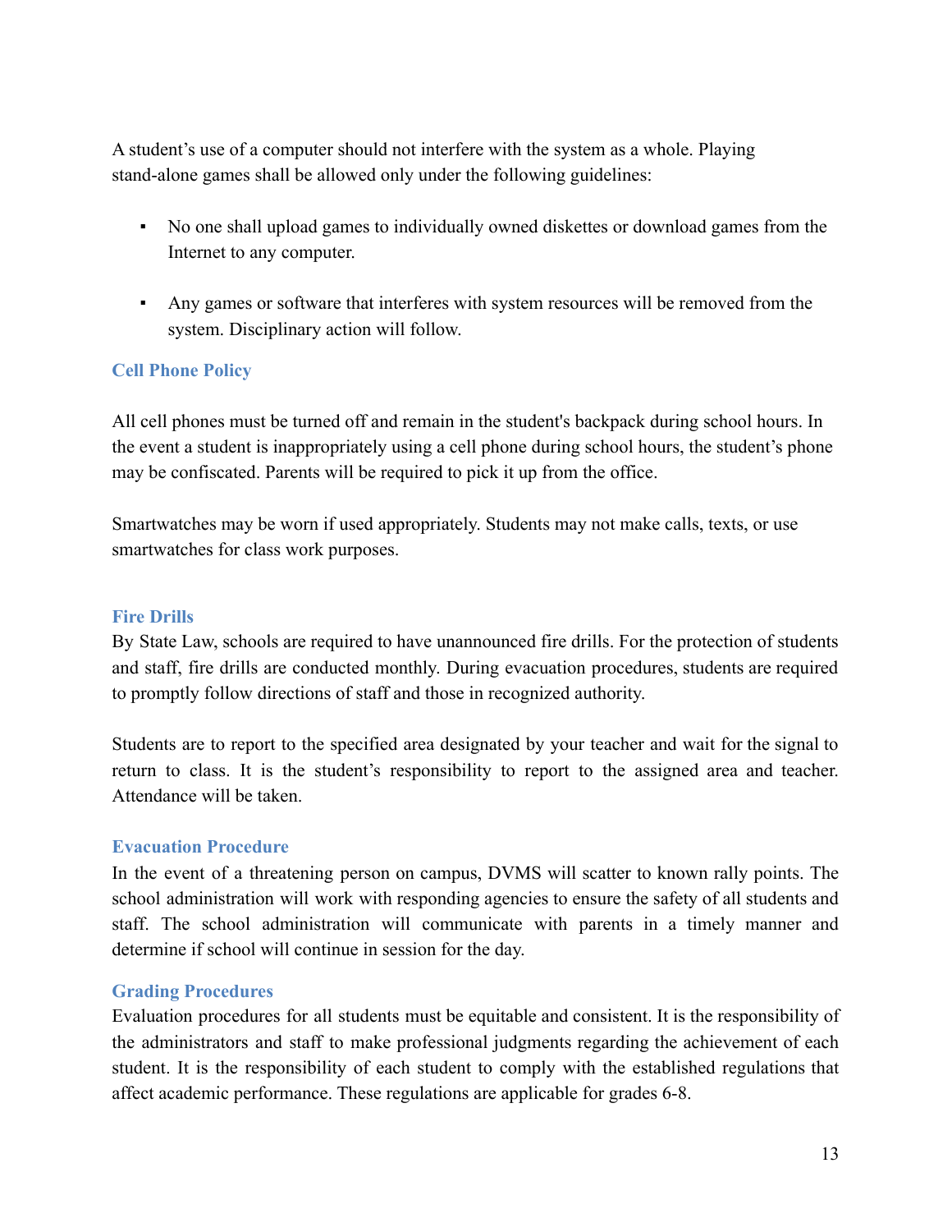A student's use of a computer should not interfere with the system as a whole. Playing stand-alone games shall be allowed only under the following guidelines:

- No one shall upload games to individually owned diskettes or download games from the Internet to any computer.
- Any games or software that interferes with system resources will be removed from the system. Disciplinary action will follow.

### Cell Phone Policy

All cell phones must be turned off and remain in the student's backpack during school hours. In the event a student is inappropriately using a cell phone during school hours, the student's phone may be confiscated. Parents will be required to pick it up from the office.

Smartwatches may be worn if used appropriately. Students may not make calls, texts, or use smartwatches for class work purposes.

### Fire Drills

By State Law, schools are required to have unannounced fire drills. For the protection of students and staff, fire drills are conducted monthly. During evacuation procedures, students are required to promptly follow directions of staff and those in recognized authority.

Students are to report to the specified area designated by your teacher and wait for the signal to return to class. It is the student's responsibility to report to the assigned area and teacher. Attendance will be taken.

### Evacuation Procedure

In the event of a threatening person on campus, DVMS will scatter to known rally points. The school administration will work with responding agencies to ensure the safety of all students and staff. The school administration will communicate with parents in a timely manner and determine if school will continue in session for the day.

### Grading Procedures

Evaluation procedures for all students must be equitable and consistent. It is the responsibility of the administrators and staff to make professional judgments regarding the achievement of each student. It is the responsibility of each student to comply with the established regulations that affect academic performance. These regulations are applicable for grades 6-8.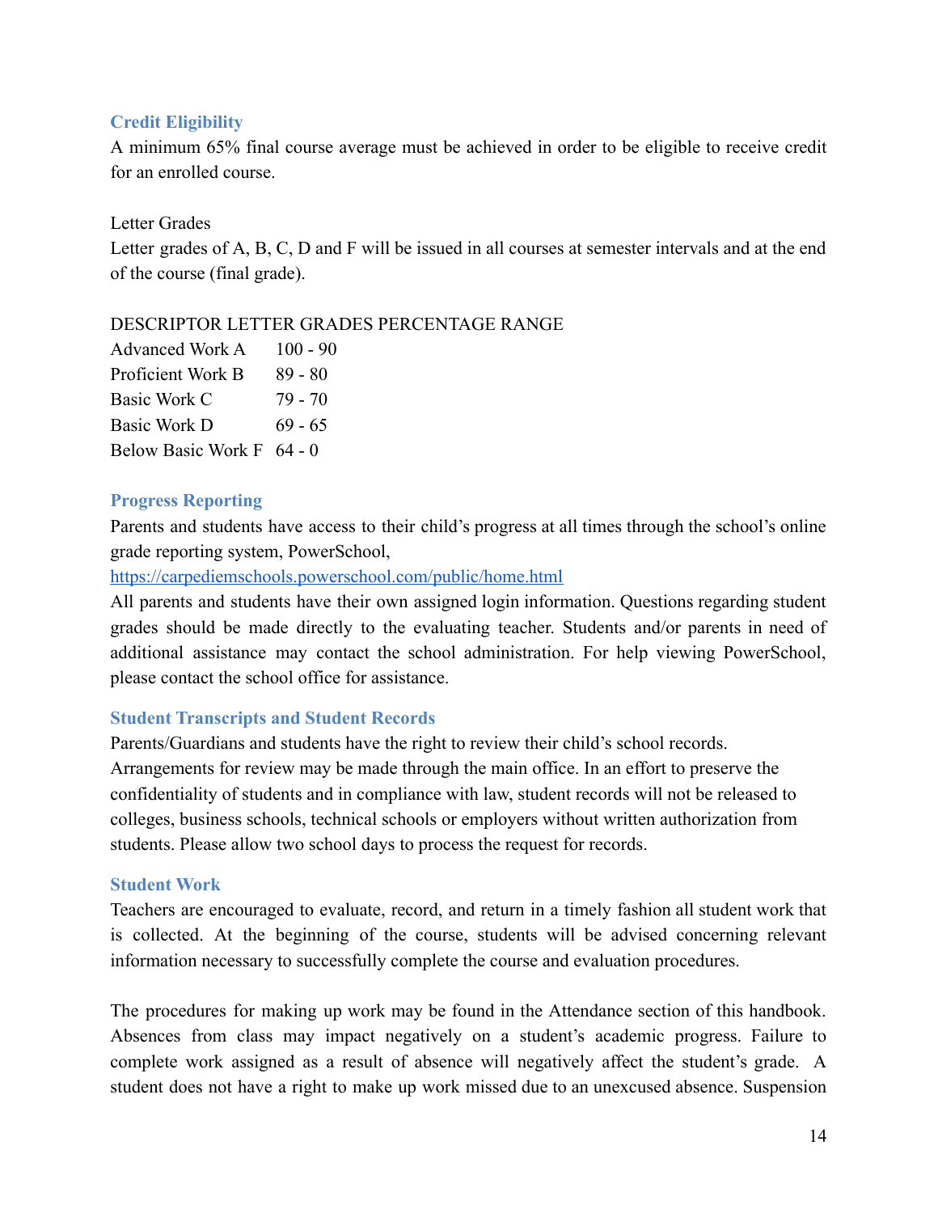### Credit Eligibility

A minimum 65% final course average must be achieved in order to be eligible to receive credit for an enrolled course.

Letter Grades

Letter grades of A, B, C, D and F will be issued in all courses at semester intervals and at the end of the course (final grade).

| DESCRIPTOR LETTER GRADES | PERCENTAGE RANGE |
|---|---|
| Advanced Work A | 100 - 90 |
| Proficient Work B | 89 - 80 |
| Basic Work C | 79 - 70 |
| Basic Work D | 69 - 65 |
| Below Basic Work F | 64 - 0 |

### Progress Reporting

Parents and students have access to their child's progress at all times through the school's online grade reporting system, PowerSchool,

https://carpediemschools.powerschool.com/public/home.html

All parents and students have their own assigned login information. Questions regarding student grades should be made directly to the evaluating teacher. Students and/or parents in need of additional assistance may contact the school administration. For help viewing PowerSchool, please contact the school office for assistance.

### Student Transcripts and Student Records

Parents/Guardians and students have the right to review their child's school records. Arrangements for review may be made through the main office. In an effort to preserve the confidentiality of students and in compliance with law, student records will not be released to colleges, business schools, technical schools or employers without written authorization from students. Please allow two school days to process the request for records.

### Student Work

Teachers are encouraged to evaluate, record, and return in a timely fashion all student work that is collected. At the beginning of the course, students will be advised concerning relevant information necessary to successfully complete the course and evaluation procedures.

The procedures for making up work may be found in the Attendance section of this handbook. Absences from class may impact negatively on a student's academic progress. Failure to complete work assigned as a result of absence will negatively affect the student's grade. A student does not have a right to make up work missed due to an unexcused absence. Suspension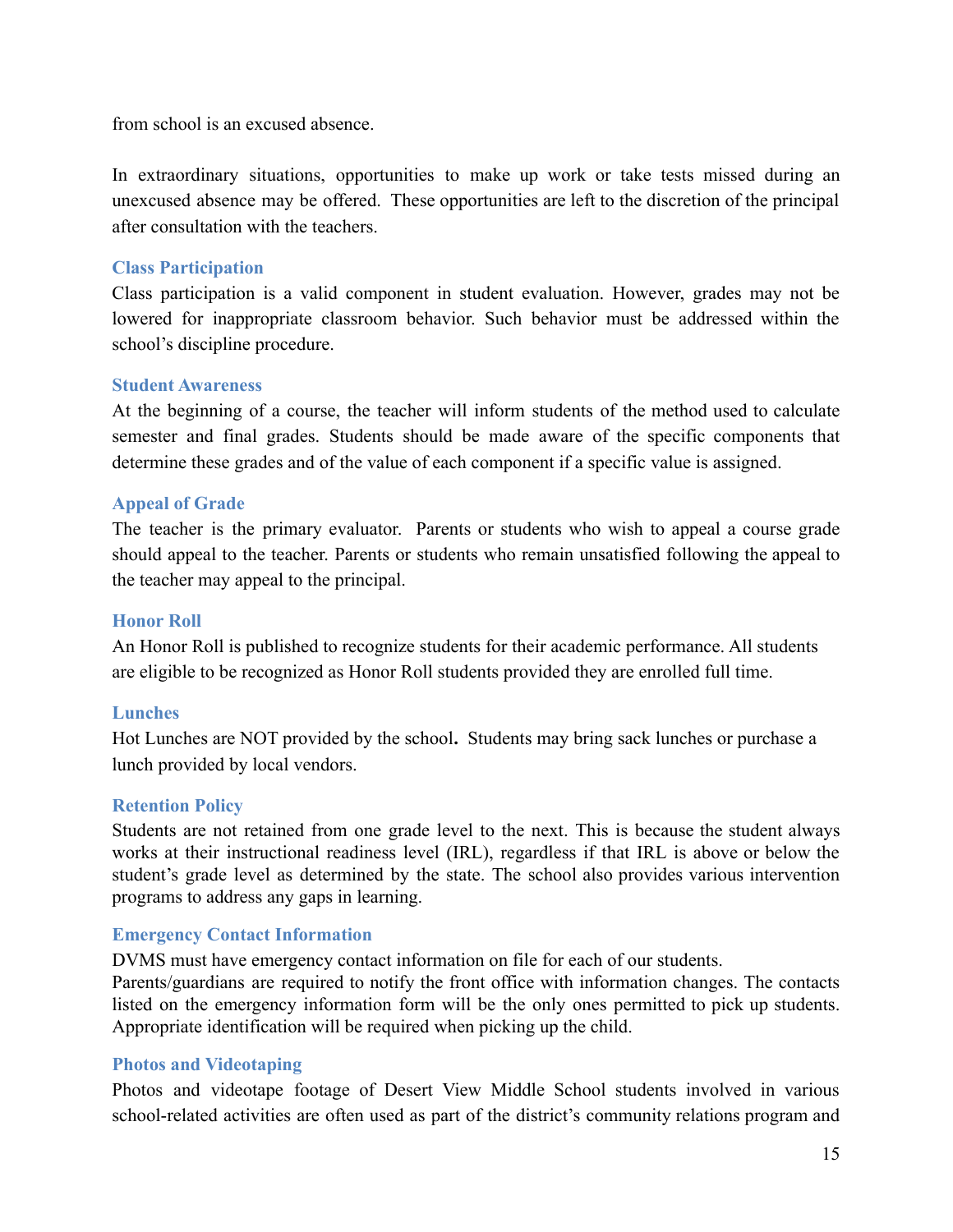from school is an excused absence.

In extraordinary situations, opportunities to make up work or take tests missed during an unexcused absence may be offered. These opportunities are left to the discretion of the principal after consultation with the teachers.

### Class Participation

Class participation is a valid component in student evaluation. However, grades may not be lowered for inappropriate classroom behavior. Such behavior must be addressed within the school's discipline procedure.

### Student Awareness

At the beginning of a course, the teacher will inform students of the method used to calculate semester and final grades. Students should be made aware of the specific components that determine these grades and of the value of each component if a specific value is assigned.

### Appeal of Grade

The teacher is the primary evaluator. Parents or students who wish to appeal a course grade should appeal to the teacher. Parents or students who remain unsatisfied following the appeal to the teacher may appeal to the principal.

### Honor Roll

An Honor Roll is published to recognize students for their academic performance. All students are eligible to be recognized as Honor Roll students provided they are enrolled full time.

### Lunches

Hot Lunches are NOT provided by the school**.** Students may bring sack lunches or purchase a lunch provided by local vendors.

### Retention Policy

Students are not retained from one grade level to the next. This is because the student always works at their instructional readiness level (IRL), regardless if that IRL is above or below the student's grade level as determined by the state. The school also provides various intervention programs to address any gaps in learning.

### Emergency Contact Information

DVMS must have emergency contact information on file for each of our students.
Parents/guardians are required to notify the front office with information changes. The contacts listed on the emergency information form will be the only ones permitted to pick up students. Appropriate identification will be required when picking up the child.

### Photos and Videotaping

Photos and videotape footage of Desert View Middle School students involved in various school-related activities are often used as part of the district's community relations program and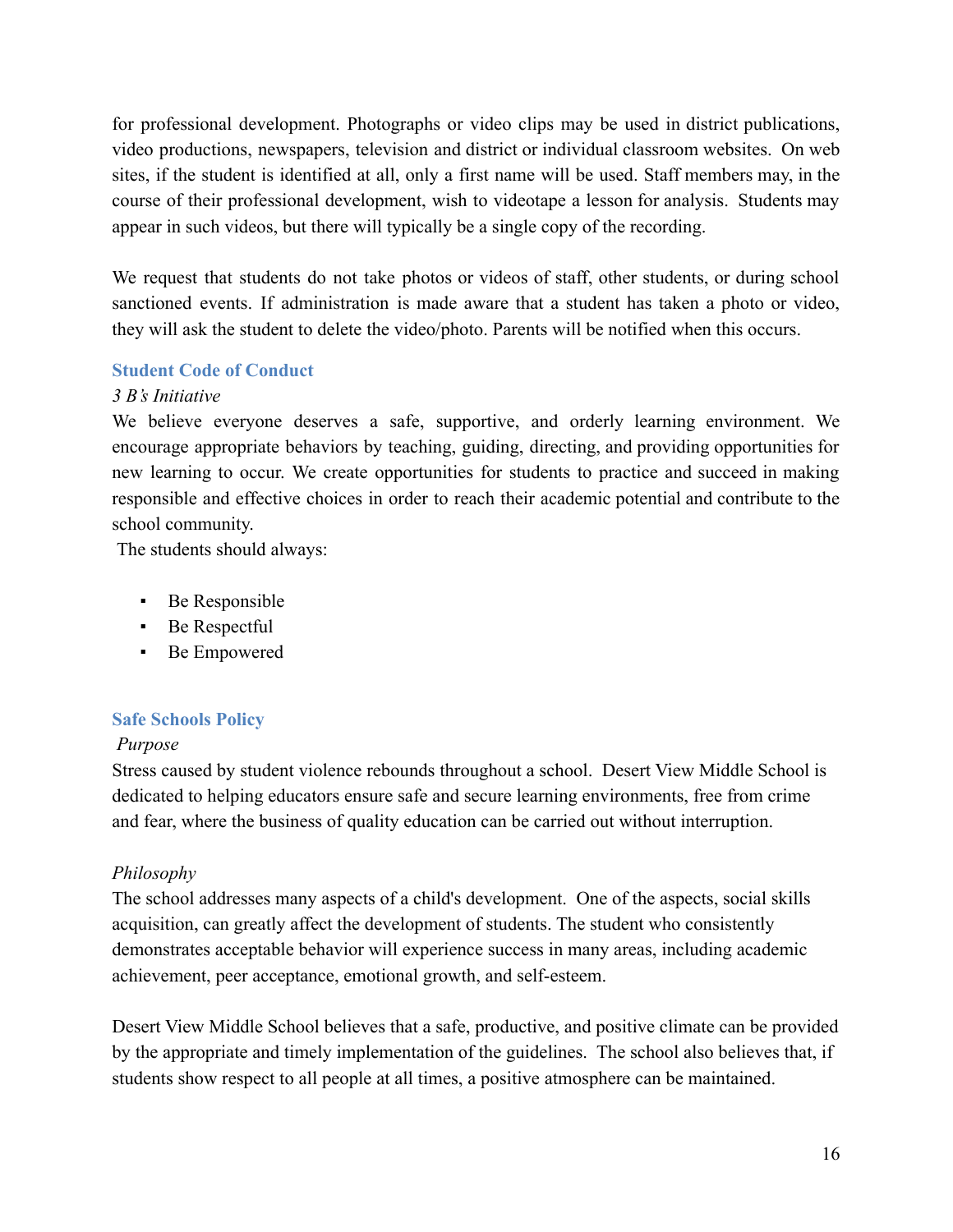for professional development. Photographs or video clips may be used in district publications, video productions, newspapers, television and district or individual classroom websites. On web sites, if the student is identified at all, only a first name will be used. Staff members may, in the course of their professional development, wish to videotape a lesson for analysis. Students may appear in such videos, but there will typically be a single copy of the recording.

We request that students do not take photos or videos of staff, other students, or during school sanctioned events. If administration is made aware that a student has taken a photo or video, they will ask the student to delete the video/photo. Parents will be notified when this occurs.

## Student Code of Conduct

*3 B's Initiative*

We believe everyone deserves a safe, supportive, and orderly learning environment. We encourage appropriate behaviors by teaching, guiding, directing, and providing opportunities for new learning to occur. We create opportunities for students to practice and succeed in making responsible and effective choices in order to reach their academic potential and contribute to the school community.

The students should always:

- Be Responsible
- Be Respectful
- Be Empowered

## Safe Schools Policy

*Purpose*

Stress caused by student violence rebounds throughout a school. Desert View Middle School is dedicated to helping educators ensure safe and secure learning environments, free from crime and fear, where the business of quality education can be carried out without interruption.

*Philosophy*

The school addresses many aspects of a child's development. One of the aspects, social skills acquisition, can greatly affect the development of students. The student who consistently demonstrates acceptable behavior will experience success in many areas, including academic achievement, peer acceptance, emotional growth, and self-esteem.

Desert View Middle School believes that a safe, productive, and positive climate can be provided by the appropriate and timely implementation of the guidelines. The school also believes that, if students show respect to all people at all times, a positive atmosphere can be maintained.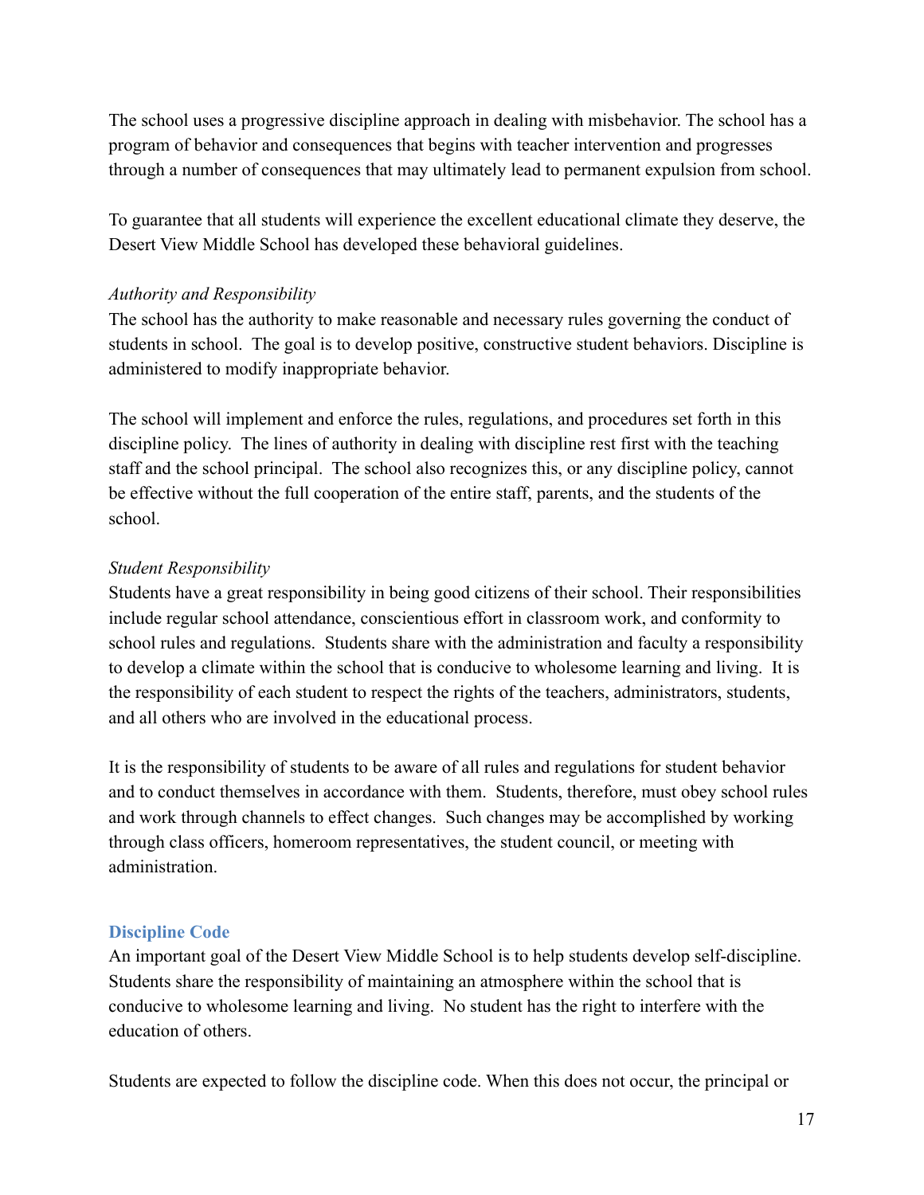The school uses a progressive discipline approach in dealing with misbehavior. The school has a program of behavior and consequences that begins with teacher intervention and progresses through a number of consequences that may ultimately lead to permanent expulsion from school.

To guarantee that all students will experience the excellent educational climate they deserve, the Desert View Middle School has developed these behavioral guidelines.

*Authority and Responsibility*

The school has the authority to make reasonable and necessary rules governing the conduct of students in school. The goal is to develop positive, constructive student behaviors. Discipline is administered to modify inappropriate behavior.

The school will implement and enforce the rules, regulations, and procedures set forth in this discipline policy. The lines of authority in dealing with discipline rest first with the teaching staff and the school principal. The school also recognizes this, or any discipline policy, cannot be effective without the full cooperation of the entire staff, parents, and the students of the school.

*Student Responsibility*

Students have a great responsibility in being good citizens of their school. Their responsibilities include regular school attendance, conscientious effort in classroom work, and conformity to school rules and regulations. Students share with the administration and faculty a responsibility to develop a climate within the school that is conducive to wholesome learning and living. It is the responsibility of each student to respect the rights of the teachers, administrators, students, and all others who are involved in the educational process.

It is the responsibility of students to be aware of all rules and regulations for student behavior and to conduct themselves in accordance with them. Students, therefore, must obey school rules and work through channels to effect changes. Such changes may be accomplished by working through class officers, homeroom representatives, the student council, or meeting with administration.

## Discipline Code

An important goal of the Desert View Middle School is to help students develop self-discipline. Students share the responsibility of maintaining an atmosphere within the school that is conducive to wholesome learning and living. No student has the right to interfere with the education of others.

Students are expected to follow the discipline code. When this does not occur, the principal or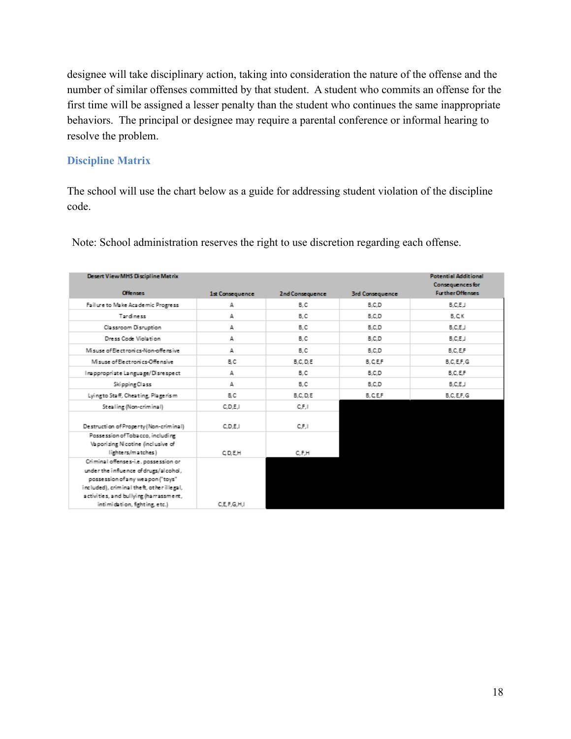designee will take disciplinary action, taking into consideration the nature of the offense and the number of similar offenses committed by that student. A student who commits an offense for the first time will be assigned a lesser penalty than the student who continues the same inappropriate behaviors. The principal or designee may require a parental conference or informal hearing to resolve the problem.

## Discipline Matrix

The school will use the chart below as a guide for addressing student violation of the discipline code.

Note: School administration reserves the right to use discretion regarding each offense.

| Desert View MHS Discipline Matrix<br>Offenses | 1st Consequence | 2nd Consequence | 3rd Consequence | Potential Additional Consequences for Further Offenses |
|---|---|---|---|---|
| Failure to Make Academic Progress | A | B,C | B,C,D | B,C,E,J |
| Tardiness | A | B,C | B,C,D | B,C,K |
| Classroom Disruption | A | B,C | B,C,D | B,C,E,J |
| Dress Code Violation | A | B,C | B,C,D | B,C,E,J |
| Misuse of Electronics-Non-offensive | A | B,C | B,C,D | B,C,E,F |
| Misuse of Electronics-Offensive | B,C | B,C,D,E | B,C,E,F | B,C,E,F,G |
| Inappropriate Language/Disrespect | A | B,C | B,C,D | B,C,E,F |
| Skipping Class | A | B,C | B,C,D | B,C,E,J |
| Lying to Staff, Cheating, Plagerism | B,C | B,C,D,E | B,C,E,F | B,C,E,F,G |
| Stealing (Non-criminal) | C,D,E,I | C,F,I | | |
| Destruction of Property (Non-criminal) | C,D,E,I | C,F,I | | |
| Possession of Tobacco, including Vaporizing Nicotine (inclusive of lighters/matches) | C,D,E,H | C,F,H | | |
| Criminal offenses-i.e. possession or under the influence of drugs/alcohol, possession of any weapon ("toys" included), criminal theft, other illegal, activities, and bullying (harrassment, intimidation, fighting, etc.) | C,E,F,G,H,I | | | |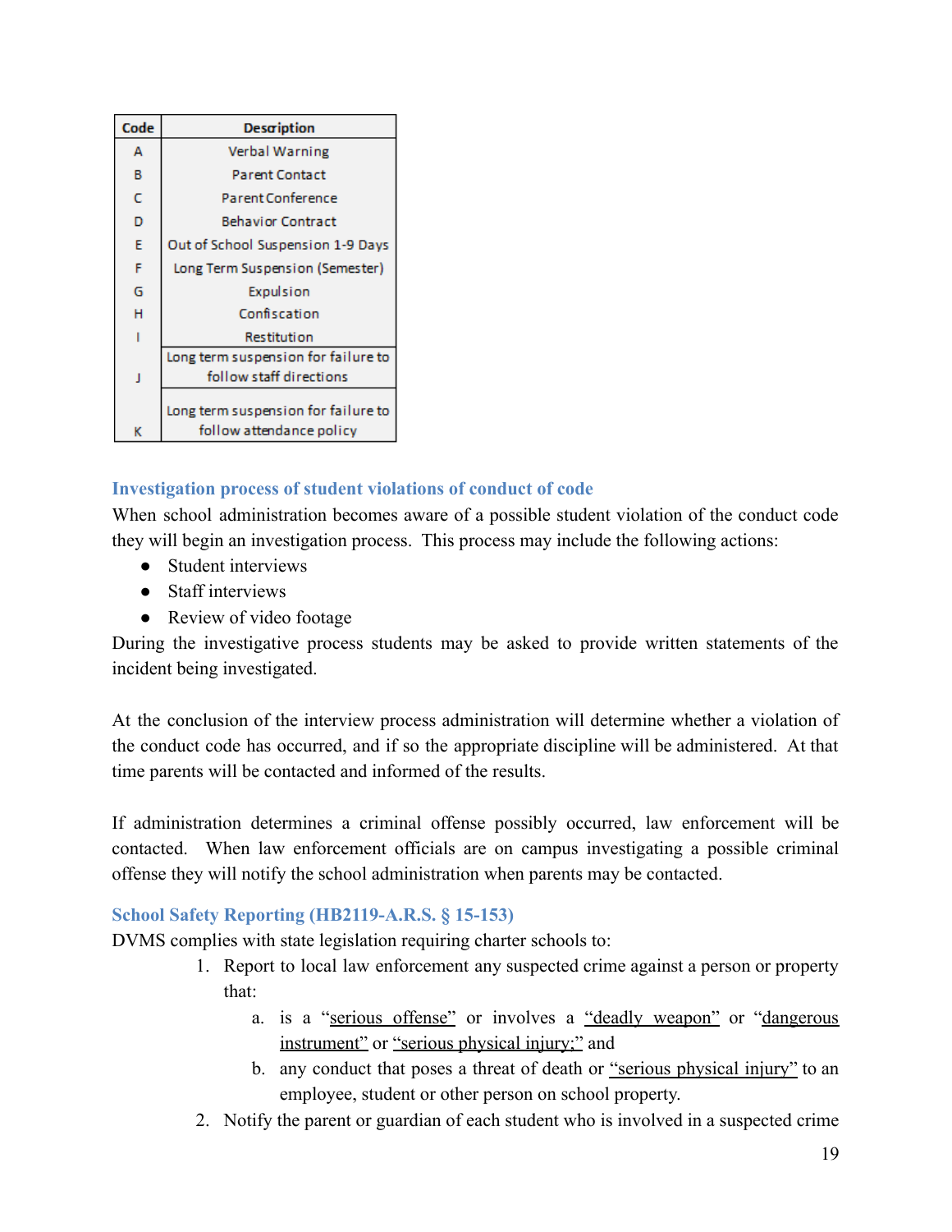| Code | Description |
| --- | --- |
| A | Verbal Warning |
| B | Parent Contact |
| C | Parent Conference |
| D | Behavior Contract |
| E | Out of School Suspension 1-9 Days |
| F | Long Term Suspension (Semester) |
| G | Expulsion |
| H | Confiscation |
| I | Restitution |
| J | Long term suspension for failure to follow staff directions |
| K | Long term suspension for failure to follow attendance policy |

### Investigation process of student violations of conduct of code

When school administration becomes aware of a possible student violation of the conduct code they will begin an investigation process. This process may include the following actions:

- Student interviews
- Staff interviews
- Review of video footage

During the investigative process students may be asked to provide written statements of the incident being investigated.

At the conclusion of the interview process administration will determine whether a violation of the conduct code has occurred, and if so the appropriate discipline will be administered. At that time parents will be contacted and informed of the results.

If administration determines a criminal offense possibly occurred, law enforcement will be contacted. When law enforcement officials are on campus investigating a possible criminal offense they will notify the school administration when parents may be contacted.

### School Safety Reporting (HB2119-A.R.S. § 15-153)

DVMS complies with state legislation requiring charter schools to:

1. Report to local law enforcement any suspected crime against a person or property that:
    a. is a "serious offense" or involves a "deadly weapon" or "dangerous instrument" or "serious physical injury;" and
    b. any conduct that poses a threat of death or "serious physical injury" to an employee, student or other person on school property.
2. Notify the parent or guardian of each student who is involved in a suspected crime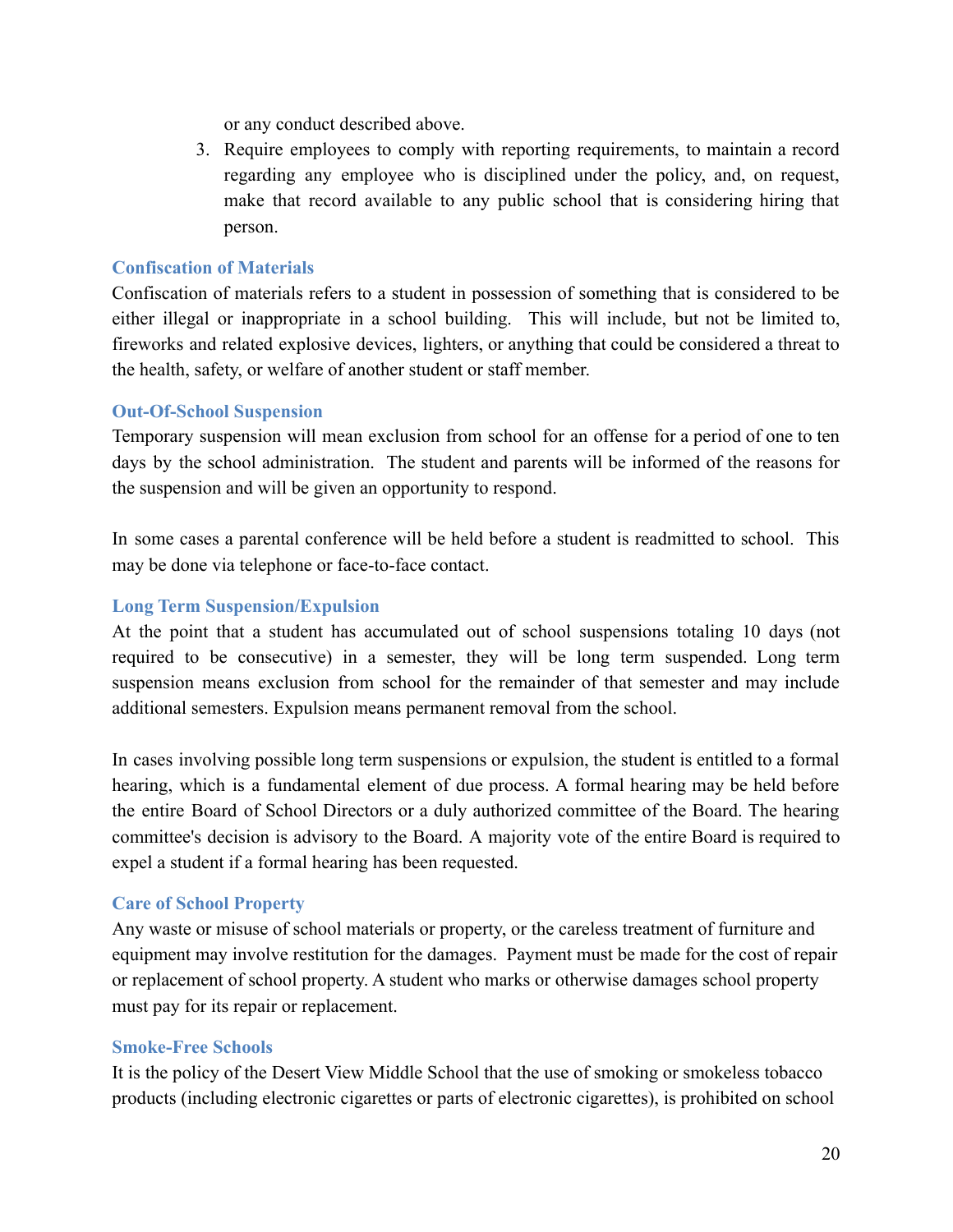or any conduct described above.

3. Require employees to comply with reporting requirements, to maintain a record regarding any employee who is disciplined under the policy, and, on request, make that record available to any public school that is considering hiring that person.

### Confiscation of Materials

Confiscation of materials refers to a student in possession of something that is considered to be either illegal or inappropriate in a school building. This will include, but not be limited to, fireworks and related explosive devices, lighters, or anything that could be considered a threat to the health, safety, or welfare of another student or staff member.

### Out-Of-School Suspension

Temporary suspension will mean exclusion from school for an offense for a period of one to ten days by the school administration. The student and parents will be informed of the reasons for the suspension and will be given an opportunity to respond.

In some cases a parental conference will be held before a student is readmitted to school. This may be done via telephone or face-to-face contact.

### Long Term Suspension/Expulsion

At the point that a student has accumulated out of school suspensions totaling 10 days (not required to be consecutive) in a semester, they will be long term suspended. Long term suspension means exclusion from school for the remainder of that semester and may include additional semesters. Expulsion means permanent removal from the school.

In cases involving possible long term suspensions or expulsion, the student is entitled to a formal hearing, which is a fundamental element of due process. A formal hearing may be held before the entire Board of School Directors or a duly authorized committee of the Board. The hearing committee's decision is advisory to the Board. A majority vote of the entire Board is required to expel a student if a formal hearing has been requested.

### Care of School Property

Any waste or misuse of school materials or property, or the careless treatment of furniture and equipment may involve restitution for the damages. Payment must be made for the cost of repair or replacement of school property. A student who marks or otherwise damages school property must pay for its repair or replacement.

### Smoke-Free Schools

It is the policy of the Desert View Middle School that the use of smoking or smokeless tobacco products (including electronic cigarettes or parts of electronic cigarettes), is prohibited on school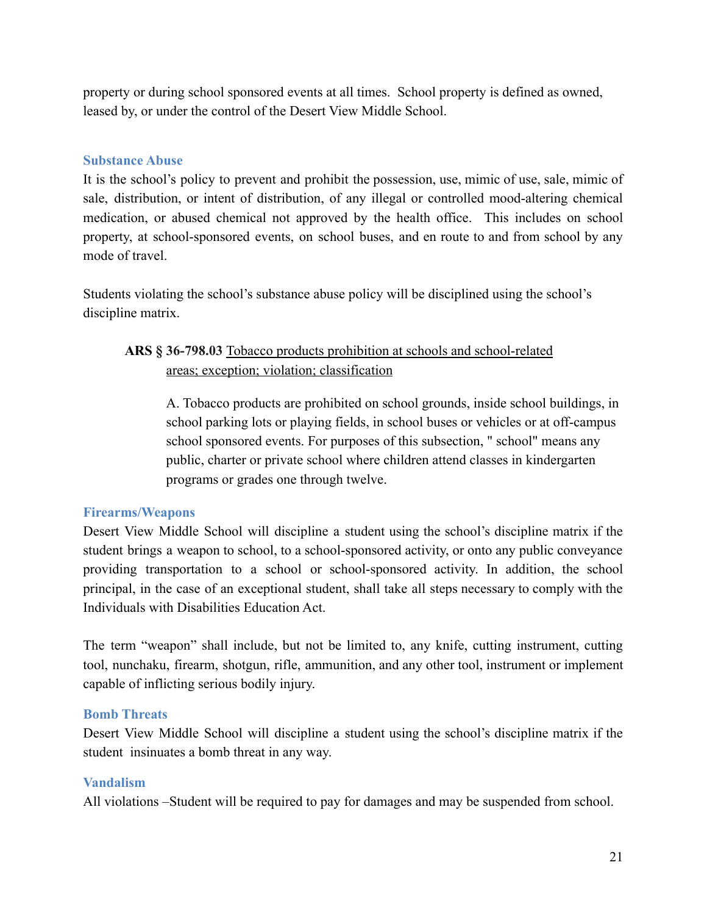property or during school sponsored events at all times. School property is defined as owned, leased by, or under the control of the Desert View Middle School.

### Substance Abuse

It is the school's policy to prevent and prohibit the possession, use, mimic of use, sale, mimic of sale, distribution, or intent of distribution, of any illegal or controlled mood-altering chemical medication, or abused chemical not approved by the health office. This includes on school property, at school-sponsored events, on school buses, and en route to and from school by any mode of travel.

Students violating the school's substance abuse policy will be disciplined using the school's discipline matrix.

> **ARS § 36-798.03** Tobacco products prohibition at schools and school-related areas; exception; violation; classification
>
> A. Tobacco products are prohibited on school grounds, inside school buildings, in school parking lots or playing fields, in school buses or vehicles or at off-campus school sponsored events. For purposes of this subsection, " school" means any public, charter or private school where children attend classes in kindergarten programs or grades one through twelve.

### Firearms/Weapons

Desert View Middle School will discipline a student using the school's discipline matrix if the student brings a weapon to school, to a school-sponsored activity, or onto any public conveyance providing transportation to a school or school-sponsored activity. In addition, the school principal, in the case of an exceptional student, shall take all steps necessary to comply with the Individuals with Disabilities Education Act.

The term "weapon" shall include, but not be limited to, any knife, cutting instrument, cutting tool, nunchaku, firearm, shotgun, rifle, ammunition, and any other tool, instrument or implement capable of inflicting serious bodily injury.

### Bomb Threats

Desert View Middle School will discipline a student using the school's discipline matrix if the student insinuates a bomb threat in any way.

### Vandalism

All violations –Student will be required to pay for damages and may be suspended from school.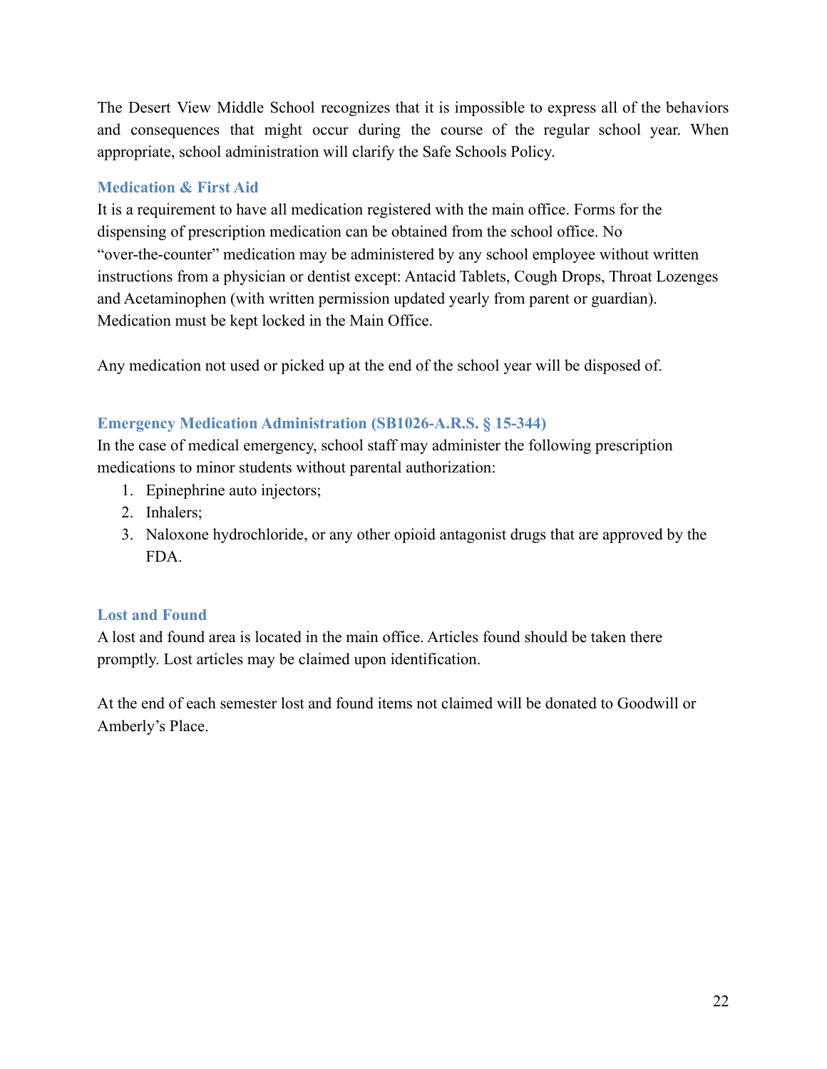The Desert View Middle School recognizes that it is impossible to express all of the behaviors and consequences that might occur during the course of the regular school year. When appropriate, school administration will clarify the Safe Schools Policy.

### Medication & First Aid

It is a requirement to have all medication registered with the main office. Forms for the dispensing of prescription medication can be obtained from the school office. No "over-the-counter" medication may be administered by any school employee without written instructions from a physician or dentist except: Antacid Tablets, Cough Drops, Throat Lozenges and Acetaminophen (with written permission updated yearly from parent or guardian). Medication must be kept locked in the Main Office.

Any medication not used or picked up at the end of the school year will be disposed of.

### Emergency Medication Administration (SB1026-A.R.S. § 15-344)

In the case of medical emergency, school staff may administer the following prescription medications to minor students without parental authorization:

1. Epinephrine auto injectors;
2. Inhalers;
3. Naloxone hydrochloride, or any other opioid antagonist drugs that are approved by the FDA.

### Lost and Found

A lost and found area is located in the main office. Articles found should be taken there promptly. Lost articles may be claimed upon identification.

At the end of each semester lost and found items not claimed will be donated to Goodwill or Amberly's Place.